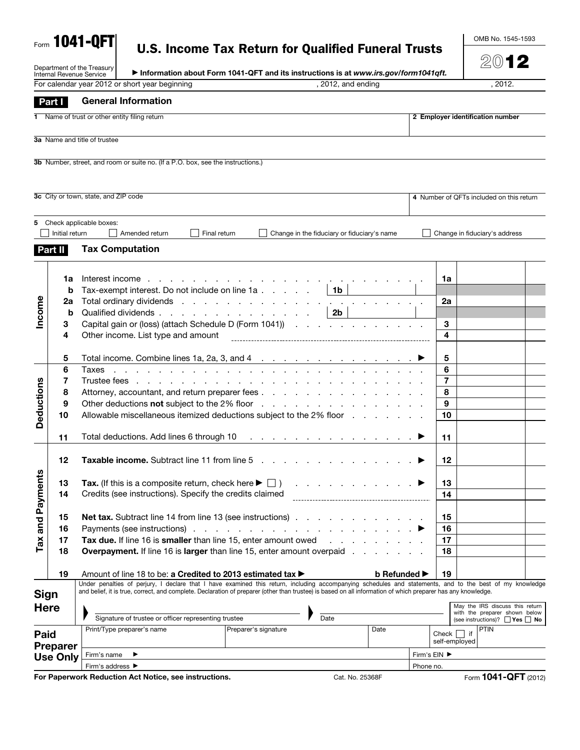Form **1041-QFT**

# U.S. Income Tax Return for Qualified Funeral Trusts

Department of the Treasury
Internal Revenue Service

▶ **Information about Form 1041-QFT and its instructions is at *www.irs.gov/form1041qft.***

OMB No. 1545-1593

**2012**

For calendar year 2012 or short year beginning , 2012, and ending , 2012.

## Part I General Information

**1** Name of trust or other entity filing return

**2 Employer identification number**

**3a** Name and title of trustee

**3b** Number, street, and room or suite no. (If a P.O. box, see the instructions.)

**3c** City or town, state, and ZIP code

**4** Number of QFTs included on this return

**5** Check applicable boxes:

☐ Initial return ☐ Amended return ☐ Final return ☐ Change in the fiduciary or fiduciary's name ☐ Change in fiduciary's address

## Part II Tax Computation

| Section | Line | Description | Sub-line | Sub-amount | Line | Amount |
|---|---|---|---|---|---|---|
| Income | **1a** | Interest income | | | **1a** | |
| | **b** | Tax-exempt interest. Do not include on line 1a | **1b** | | | |
| | **2a** | Total ordinary dividends | | | **2a** | |
| | **b** | Qualified dividends | **2b** | | | |
| | **3** | Capital gain or (loss) (attach Schedule D (Form 1041)) | | | **3** | |
| | **4** | Other income. List type and amount | | | **4** | |
| | **5** | Total income. Combine lines 1a, 2a, 3, and 4 ▶ | | | **5** | |
| Deductions | **6** | Taxes | | | **6** | |
| | **7** | Trustee fees | | | **7** | |
| | **8** | Attorney, accountant, and return preparer fees | | | **8** | |
| | **9** | Other deductions **not** subject to the 2% floor | | | **9** | |
| | **10** | Allowable miscellaneous itemized deductions subject to the 2% floor | | | **10** | |
| | **11** | Total deductions. Add lines 6 through 10 ▶ | | | **11** | |
| Tax and Payments | **12** | **Taxable income.** Subtract line 11 from line 5 ▶ | | | **12** | |
| | **13** | **Tax.** (If this is a composite return, check here ▶ ☐ ) ▶ | | | **13** | |
| | **14** | Credits (see instructions). Specify the credits claimed | | | **14** | |
| | **15** | **Net tax.** Subtract line 14 from line 13 (see instructions) | | | **15** | |
| | **16** | Payments (see instructions) ▶ | | | **16** | |
| | **17** | **Tax due.** If line 16 is **smaller** than line 15, enter amount owed | | | **17** | |
| | **18** | **Overpayment.** If line 16 is **larger** than line 15, enter amount overpaid | | | **18** | |
| | **19** | Amount of line 18 to be: **a Credited to 2013 estimated tax ▶** **b Refunded ▶** | | | **19** | |

## Sign Here

Under penalties of perjury, I declare that I have examined this return, including accompanying schedules and statements, and to the best of my knowledge and belief, it is true, correct, and complete. Declaration of preparer (other than trustee) is based on all information of which preparer has any knowledge.

▶ Signature of trustee or officer representing trustee ▶ Date

May the IRS discuss this return with the preparer shown below (see instructions)? ☐ **Yes** ☐ **No**

## Paid Preparer Use Only

| Print/Type preparer's name | Preparer's signature | Date | Check ☐ if self-employed | PTIN |
|---|---|---|---|---|
| Firm's name ▶ | | | Firm's EIN ▶ | |
| Firm's address ▶ | | | Phone no. | |

**For Paperwork Reduction Act Notice, see instructions.** Cat. No. 25368F Form **1041-QFT** (2012)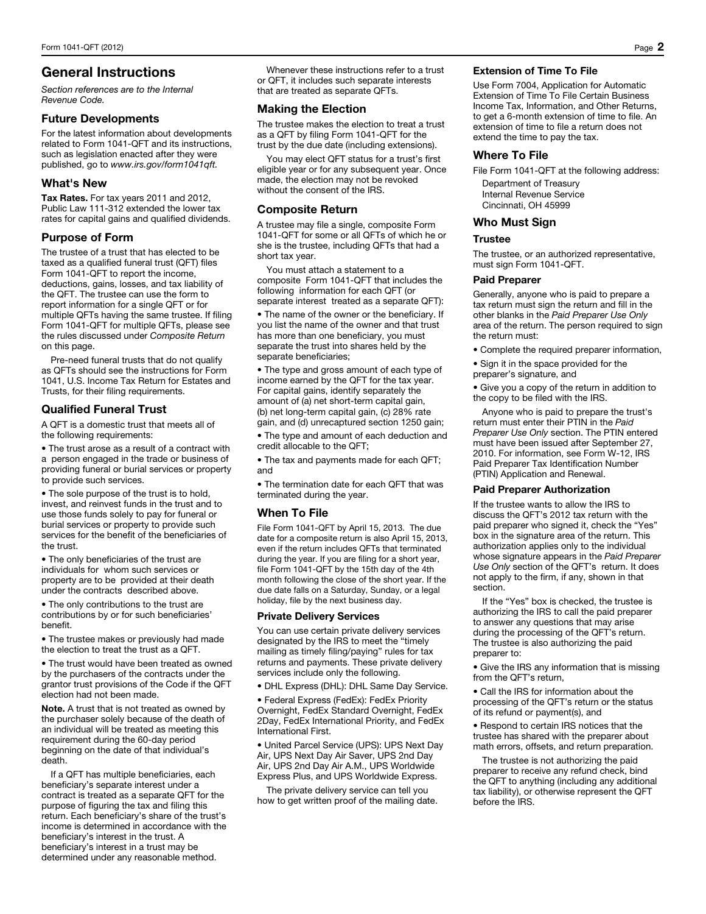## General Instructions

*Section references are to the Internal Revenue Code.*

### Future Developments

For the latest information about developments related to Form 1041-QFT and its instructions, such as legislation enacted after they were published, go to *www.irs.gov/form1041qft*.

### What's New

**Tax Rates.** For tax years 2011 and 2012, Public Law 111-312 extended the lower tax rates for capital gains and qualified dividends.

### Purpose of Form

The trustee of a trust that has elected to be taxed as a qualified funeral trust (QFT) files Form 1041-QFT to report the income, deductions, gains, losses, and tax liability of the QFT. The trustee can use the form to report information for a single QFT or for multiple QFTs having the same trustee. If filing Form 1041-QFT for multiple QFTs, please see the rules discussed under *Composite Return* on this page.

Pre-need funeral trusts that do not qualify as QFTs should see the instructions for Form 1041, U.S. Income Tax Return for Estates and Trusts, for their filing requirements.

### Qualified Funeral Trust

A QFT is a domestic trust that meets all of the following requirements:

- The trust arose as a result of a contract with a person engaged in the trade or business of providing funeral or burial services or property to provide such services.
- The sole purpose of the trust is to hold, invest, and reinvest funds in the trust and to use those funds solely to pay for funeral or burial services or property to provide such services for the benefit of the beneficiaries of the trust.
- The only beneficiaries of the trust are individuals for whom such services or property are to be provided at their death under the contracts described above.
- The only contributions to the trust are contributions by or for such beneficiaries' benefit.
- The trustee makes or previously had made the election to treat the trust as a QFT.
- The trust would have been treated as owned by the purchasers of the contracts under the grantor trust provisions of the Code if the QFT election had not been made.

**Note.** A trust that is not treated as owned by the purchaser solely because of the death of an individual will be treated as meeting this requirement during the 60-day period beginning on the date of that individual's death.

If a QFT has multiple beneficiaries, each beneficiary's separate interest under a contract is treated as a separate QFT for the purpose of figuring the tax and filing this return. Each beneficiary's share of the trust's income is determined in accordance with the beneficiary's interest in the trust. A beneficiary's interest in a trust may be determined under any reasonable method.

Whenever these instructions refer to a trust or QFT, it includes such separate interests that are treated as separate QFTs.

### Making the Election

The trustee makes the election to treat a trust as a QFT by filing Form 1041-QFT for the trust by the due date (including extensions).

You may elect QFT status for a trust's first eligible year or for any subsequent year. Once made, the election may not be revoked without the consent of the IRS.

### Composite Return

A trustee may file a single, composite Form 1041-QFT for some or all QFTs of which he or she is the trustee, including QFTs that had a short tax year.

You must attach a statement to a composite Form 1041-QFT that includes the following information for each QFT (or separate interest treated as a separate QFT):

- The name of the owner or the beneficiary. If you list the name of the owner and that trust has more than one beneficiary, you must separate the trust into shares held by the separate beneficiaries;
- The type and gross amount of each type of income earned by the QFT for the tax year. For capital gains, identify separately the amount of (a) net short-term capital gain, (b) net long-term capital gain, (c) 28% rate gain, and (d) unrecaptured section 1250 gain;
- The type and amount of each deduction and credit allocable to the QFT;
- The tax and payments made for each QFT; and
- The termination date for each QFT that was terminated during the year.

### When To File

File Form 1041-QFT by April 15, 2013. The due date for a composite return is also April 15, 2013, even if the return includes QFTs that terminated during the year. If you are filing for a short year, file Form 1041-QFT by the 15th day of the 4th month following the close of the short year. If the due date falls on a Saturday, Sunday, or a legal holiday, file by the next business day.

#### Private Delivery Services

You can use certain private delivery services designated by the IRS to meet the "timely mailing as timely filing/paying" rules for tax returns and payments. These private delivery services include only the following.

- DHL Express (DHL): DHL Same Day Service.
- Federal Express (FedEx): FedEx Priority Overnight, FedEx Standard Overnight, FedEx 2Day, FedEx International Priority, and FedEx International First.
- United Parcel Service (UPS): UPS Next Day Air, UPS Next Day Air Saver, UPS 2nd Day Air, UPS 2nd Day Air A.M., UPS Worldwide Express Plus, and UPS Worldwide Express.

The private delivery service can tell you how to get written proof of the mailing date.

#### Extension of Time To File

Use Form 7004, Application for Automatic Extension of Time To File Certain Business Income Tax, Information, and Other Returns, to get a 6-month extension of time to file. An extension of time to file a return does not extend the time to pay the tax.

### Where To File

File Form 1041-QFT at the following address:

Department of Treasury
Internal Revenue Service
Cincinnati, OH 45999

### Who Must Sign

#### Trustee

The trustee, or an authorized representative, must sign Form 1041-QFT.

#### Paid Preparer

Generally, anyone who is paid to prepare a tax return must sign the return and fill in the other blanks in the *Paid Preparer Use Only* area of the return. The person required to sign the return must:

- Complete the required preparer information,
- Sign it in the space provided for the preparer's signature, and
- Give you a copy of the return in addition to the copy to be filed with the IRS.

Anyone who is paid to prepare the trust's return must enter their PTIN in the *Paid Preparer Use Only* section. The PTIN entered must have been issued after September 27, 2010. For information, see Form W-12, IRS Paid Preparer Tax Identification Number (PTIN) Application and Renewal.

#### Paid Preparer Authorization

If the trustee wants to allow the IRS to discuss the QFT's 2012 tax return with the paid preparer who signed it, check the "Yes" box in the signature area of the return. This authorization applies only to the individual whose signature appears in the *Paid Preparer Use Only* section of the QFT's return. It does not apply to the firm, if any, shown in that section.

If the "Yes" box is checked, the trustee is authorizing the IRS to call the paid preparer to answer any questions that may arise during the processing of the QFT's return. The trustee is also authorizing the paid preparer to:

- Give the IRS any information that is missing from the QFT's return,
- Call the IRS for information about the processing of the QFT's return or the status of its refund or payment(s), and
- Respond to certain IRS notices that the trustee has shared with the preparer about math errors, offsets, and return preparation.

The trustee is not authorizing the paid preparer to receive any refund check, bind the QFT to anything (including any additional tax liability), or otherwise represent the QFT before the IRS.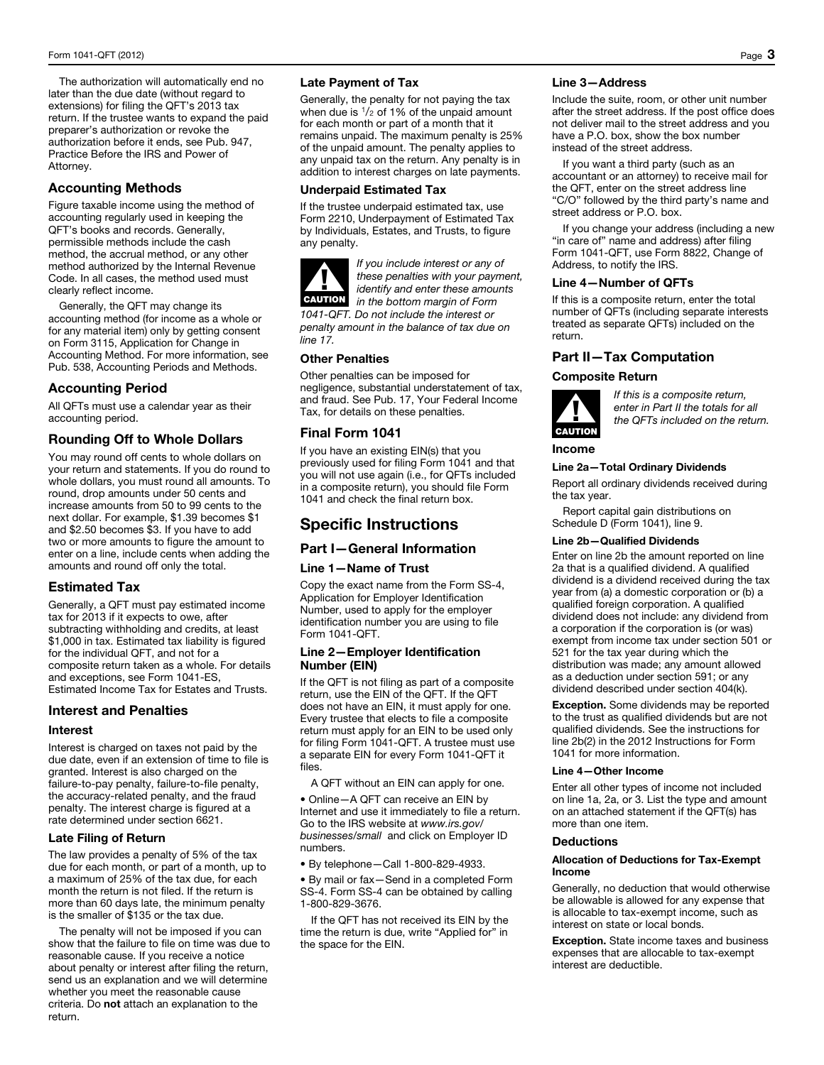The authorization will automatically end no later than the due date (without regard to extensions) for filing the QFT's 2013 tax return. If the trustee wants to expand the paid preparer's authorization or revoke the authorization before it ends, see Pub. 947, Practice Before the IRS and Power of Attorney.

## Accounting Methods

Figure taxable income using the method of accounting regularly used in keeping the QFT's books and records. Generally, permissible methods include the cash method, the accrual method, or any other method authorized by the Internal Revenue Code. In all cases, the method used must clearly reflect income.

Generally, the QFT may change its accounting method (for income as a whole or for any material item) only by getting consent on Form 3115, Application for Change in Accounting Method. For more information, see Pub. 538, Accounting Periods and Methods.

## Accounting Period

All QFTs must use a calendar year as their accounting period.

## Rounding Off to Whole Dollars

You may round off cents to whole dollars on your return and statements. If you do round to whole dollars, you must round all amounts. To round, drop amounts under 50 cents and increase amounts from 50 to 99 cents to the next dollar. For example, $1.39 becomes $1 and $2.50 becomes $3. If you have to add two or more amounts to figure the amount to enter on a line, include cents when adding the amounts and round off only the total.

## Estimated Tax

Generally, a QFT must pay estimated income tax for 2013 if it expects to owe, after subtracting withholding and credits, at least $1,000 in tax. Estimated tax liability is figured for the individual QFT, and not for a composite return taken as a whole. For details and exceptions, see Form 1041-ES, Estimated Income Tax for Estates and Trusts.

## Interest and Penalties

### Interest

Interest is charged on taxes not paid by the due date, even if an extension of time to file is granted. Interest is also charged on the failure-to-pay penalty, failure-to-file penalty, the accuracy-related penalty, and the fraud penalty. The interest charge is figured at a rate determined under section 6621.

### Late Filing of Return

The law provides a penalty of 5% of the tax due for each month, or part of a month, up to a maximum of 25% of the tax due, for each month the return is not filed. If the return is more than 60 days late, the minimum penalty is the smaller of $135 or the tax due.

The penalty will not be imposed if you can show that the failure to file on time was due to reasonable cause. If you receive a notice about penalty or interest after filing the return, send us an explanation and we will determine whether you meet the reasonable cause criteria. Do **not** attach an explanation to the return.

### Late Payment of Tax

Generally, the penalty for not paying the tax when due is 1/2 of 1% of the unpaid amount for each month or part of a month that it remains unpaid. The maximum penalty is 25% of the unpaid amount. The penalty applies to any unpaid tax on the return. Any penalty is in addition to interest charges on late payments.

### Underpaid Estimated Tax

If the trustee underpaid estimated tax, use Form 2210, Underpayment of Estimated Tax by Individuals, Estates, and Trusts, to figure any penalty.

**CAUTION** *If you include interest or any of these penalties with your payment, identify and enter these amounts in the bottom margin of Form 1041-QFT. Do not include the interest or penalty amount in the balance of tax due on line 17.*

### Other Penalties

Other penalties can be imposed for negligence, substantial understatement of tax, and fraud. See Pub. 17, Your Federal Income Tax, for details on these penalties.

## Final Form 1041

If you have an existing EIN(s) that you previously used for filing Form 1041 and that you will not use again (i.e., for QFTs included in a composite return), you should file Form 1041 and check the final return box.

# Specific Instructions

## Part I—General Information

### Line 1—Name of Trust

Copy the exact name from the Form SS-4, Application for Employer Identification Number, used to apply for the employer identification number you are using to file Form 1041-QFT.

### Line 2—Employer Identification Number (EIN)

If the QFT is not filing as part of a composite return, use the EIN of the QFT. If the QFT does not have an EIN, it must apply for one. Every trustee that elects to file a composite return must apply for an EIN to be used only for filing Form 1041-QFT. A trustee must use a separate EIN for every Form 1041-QFT it files.

A QFT without an EIN can apply for one.

- Online—A QFT can receive an EIN by Internet and use it immediately to file a return. Go to the IRS website at *www.irs.gov/businesses/small* and click on Employer ID numbers.
- By telephone—Call 1-800-829-4933.
- By mail or fax—Send in a completed Form SS-4. Form SS-4 can be obtained by calling 1-800-829-3676.

If the QFT has not received its EIN by the time the return is due, write "Applied for" in the space for the EIN.

### Line 3—Address

Include the suite, room, or other unit number after the street address. If the post office does not deliver mail to the street address and you have a P.O. box, show the box number instead of the street address.

If you want a third party (such as an accountant or an attorney) to receive mail for the QFT, enter on the street address line "C/O" followed by the third party's name and street address or P.O. box.

If you change your address (including a new "in care of" name and address) after filing Form 1041-QFT, use Form 8822, Change of Address, to notify the IRS.

### Line 4—Number of QFTs

If this is a composite return, enter the total number of QFTs (including separate interests treated as separate QFTs) included on the return.

## Part II—Tax Computation

### Composite Return

**CAUTION** *If this is a composite return, enter in Part II the totals for all the QFTs included on the return.*

### Income

#### Line 2a—Total Ordinary Dividends

Report all ordinary dividends received during the tax year.

Report capital gain distributions on Schedule D (Form 1041), line 9.

#### Line 2b—Qualified Dividends

Enter on line 2b the amount reported on line 2a that is a qualified dividend. A qualified dividend is a dividend received during the tax year from (a) a domestic corporation or (b) a qualified foreign corporation. A qualified dividend does not include: any dividend from a corporation if the corporation is (or was) exempt from income tax under section 501 or 521 for the tax year during which the distribution was made; any amount allowed as a deduction under section 591; or any dividend described under section 404(k).

**Exception.** Some dividends may be reported to the trust as qualified dividends but are not qualified dividends. See the instructions for line 2b(2) in the 2012 Instructions for Form 1041 for more information.

#### Line 4—Other Income

Enter all other types of income not included on line 1a, 2a, or 3. List the type and amount on an attached statement if the QFT(s) has more than one item.

### Deductions

#### Allocation of Deductions for Tax-Exempt Income

Generally, no deduction that would otherwise be allowable is allowed for any expense that is allocable to tax-exempt income, such as interest on state or local bonds.

**Exception.** State income taxes and business expenses that are allocable to tax-exempt interest are deductible.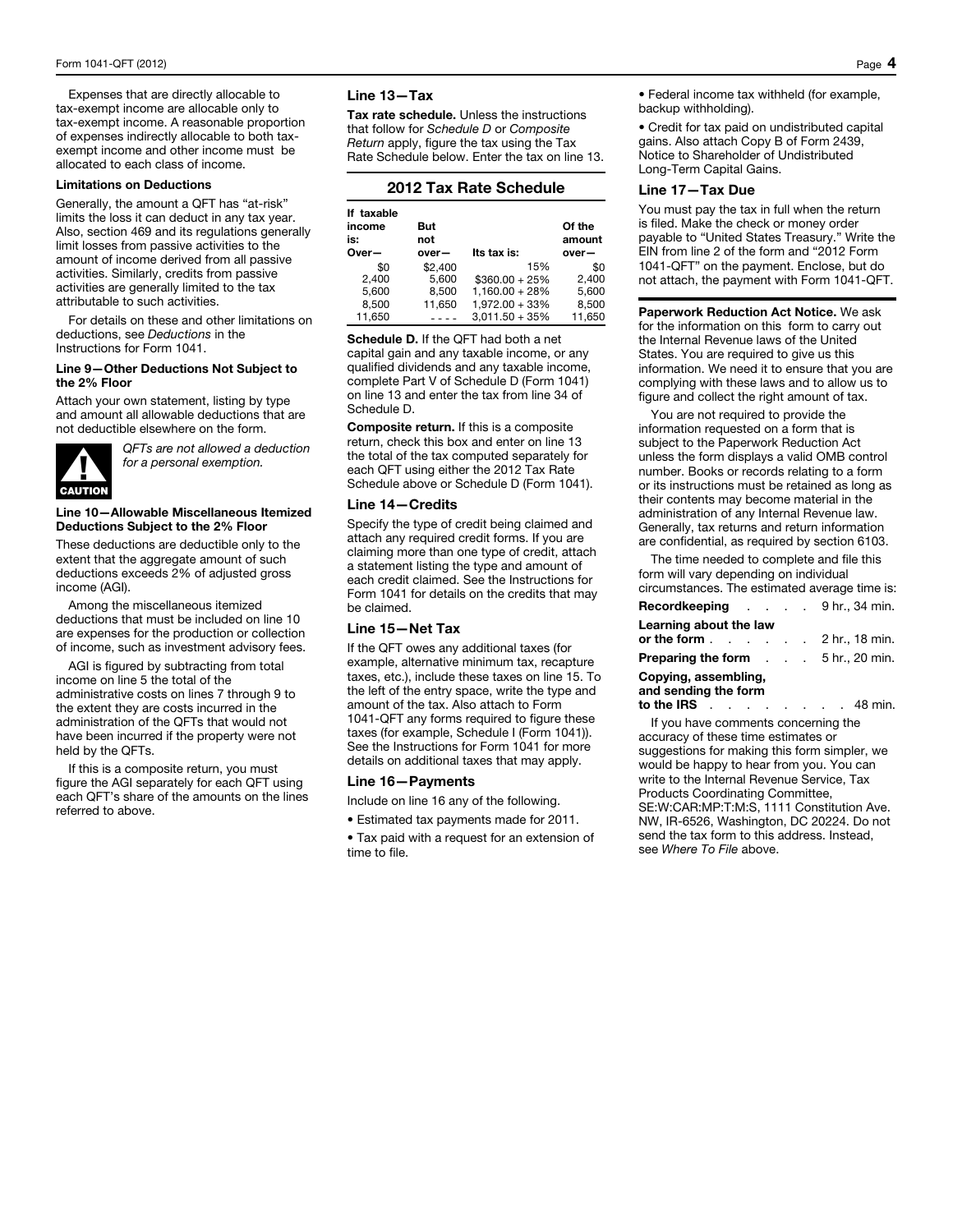Expenses that are directly allocable to tax-exempt income are allocable only to tax-exempt income. A reasonable proportion of expenses indirectly allocable to both tax-exempt income and other income must be allocated to each class of income.

**Limitations on Deductions**

Generally, the amount a QFT has "at-risk" limits the loss it can deduct in any tax year. Also, section 469 and its regulations generally limit losses from passive activities to the amount of income derived from all passive activities. Similarly, credits from passive activities are generally limited to the tax attributable to such activities.

For details on these and other limitations on deductions, see *Deductions* in the Instructions for Form 1041.

**Line 9—Other Deductions Not Subject to the 2% Floor**

Attach your own statement, listing by type and amount all allowable deductions that are not deductible elsewhere on the form.

**CAUTION** *QFTs are not allowed a deduction for a personal exemption.*

**Line 10—Allowable Miscellaneous Itemized Deductions Subject to the 2% Floor**

These deductions are deductible only to the extent that the aggregate amount of such deductions exceeds 2% of adjusted gross income (AGI).

Among the miscellaneous itemized deductions that must be included on line 10 are expenses for the production or collection of income, such as investment advisory fees.

AGI is figured by subtracting from total income on line 5 the total of the administrative costs on lines 7 through 9 to the extent they are costs incurred in the administration of the QFTs that would not have been incurred if the property were not held by the QFTs.

If this is a composite return, you must figure the AGI separately for each QFT using each QFT's share of the amounts on the lines referred to above.

## Line 13—Tax

**Tax rate schedule.** Unless the instructions that follow for *Schedule D* or *Composite Return* apply, figure the tax using the Tax Rate Schedule below. Enter the tax on line 13.

### 2012 Tax Rate Schedule

| If taxable income is: Over— | But not over— | Its tax is: | Of the amount over— |
|---|---|---|---|
| $0 | $2,400 | 15% | $0 |
| 2,400 | 5,600 | $360.00 + 25% | 2,400 |
| 5,600 | 8,500 | 1,160.00 + 28% | 5,600 |
| 8,500 | 11,650 | 1,972.00 + 33% | 8,500 |
| 11,650 | - - - - | 3,011.50 + 35% | 11,650 |

**Schedule D.** If the QFT had both a net capital gain and any taxable income, or any qualified dividends and any taxable income, complete Part V of Schedule D (Form 1041) on line 13 and enter the tax from line 34 of Schedule D.

**Composite return.** If this is a composite return, check this box and enter on line 13 the total of the tax computed separately for each QFT using either the 2012 Tax Rate Schedule above or Schedule D (Form 1041).

## Line 14—Credits

Specify the type of credit being claimed and attach any required credit forms. If you are claiming more than one type of credit, attach a statement listing the type and amount of each credit claimed. See the Instructions for Form 1041 for details on the credits that may be claimed.

## Line 15—Net Tax

If the QFT owes any additional taxes (for example, alternative minimum tax, recapture taxes, etc.), include these taxes on line 15. To the left of the entry space, write the type and amount of the tax. Also attach to Form 1041-QFT any forms required to figure these taxes (for example, Schedule I (Form 1041)). See the Instructions for Form 1041 for more details on additional taxes that may apply.

## Line 16—Payments

Include on line 16 any of the following.

- Estimated tax payments made for 2011.
- Tax paid with a request for an extension of time to file.
- Federal income tax withheld (for example, backup withholding).
- Credit for tax paid on undistributed capital gains. Also attach Copy B of Form 2439, Notice to Shareholder of Undistributed Long-Term Capital Gains.

## Line 17—Tax Due

You must pay the tax in full when the return is filed. Make the check or money order payable to "United States Treasury." Write the EIN from line 2 of the form and "2012 Form 1041-QFT" on the payment. Enclose, but do not attach, the payment with Form 1041-QFT.

**Paperwork Reduction Act Notice.** We ask for the information on this form to carry out the Internal Revenue laws of the United States. You are required to give us this information. We need it to ensure that you are complying with these laws and to allow us to figure and collect the right amount of tax.

You are not required to provide the information requested on a form that is subject to the Paperwork Reduction Act unless the form displays a valid OMB control number. Books or records relating to a form or its instructions must be retained as long as their contents may become material in the administration of any Internal Revenue law. Generally, tax returns and return information are confidential, as required by section 6103.

The time needed to complete and file this form will vary depending on individual circumstances. The estimated average time is:

| | |
|---|---|
| **Recordkeeping** | 9 hr., 34 min. |
| **Learning about the law or the form** | 2 hr., 18 min. |
| **Preparing the form** | 5 hr., 20 min. |
| **Copying, assembling, and sending the form to the IRS** | 48 min. |

If you have comments concerning the accuracy of these time estimates or suggestions for making this form simpler, we would be happy to hear from you. You can write to the Internal Revenue Service, Tax Products Coordinating Committee, SE:W:CAR:MP:T:M:S, 1111 Constitution Ave. NW, IR-6526, Washington, DC 20224. Do not send the tax form to this address. Instead, see *Where To File* above.